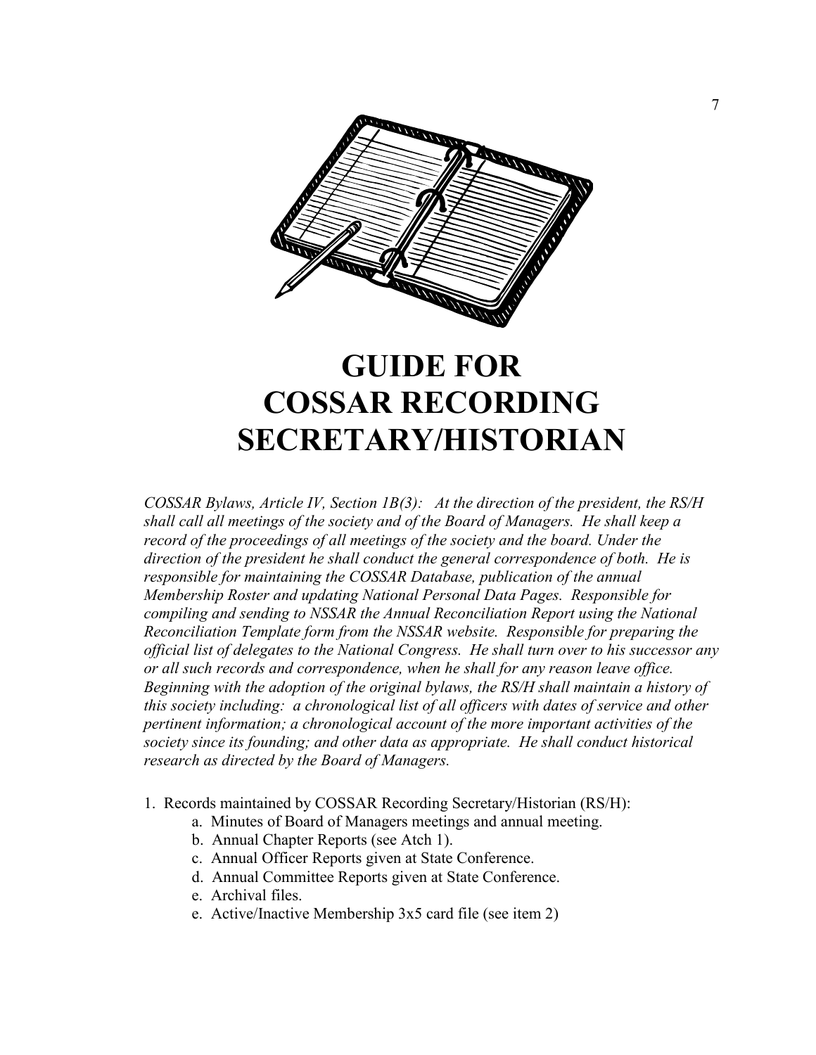# GUIDE FOR COSSAR RECORDING SECRETARY/HISTORIAN

*COSSAR Bylaws, Article IV, Section 1B(3): At the direction of the president, the RS/H shall call all meetings of the society and of the Board of Managers. He shall keep a record of the proceedings of all meetings of the society and the board. Under the direction of the president he shall conduct the general correspondence of both. He is responsible for maintaining the COSSAR Database, publication of the annual Membership Roster and updating National Personal Data Pages. Responsible for compiling and sending to NSSAR the Annual Reconciliation Report using the National Reconciliation Template form from the NSSAR website. Responsible for preparing the official list of delegates to the National Congress. He shall turn over to his successor any or all such records and correspondence, when he shall for any reason leave office. Beginning with the adoption of the original bylaws, the RS/H shall maintain a history of this society including: a chronological list of all officers with dates of service and other pertinent information; a chronological account of the more important activities of the society since its founding; and other data as appropriate. He shall conduct historical research as directed by the Board of Managers.*

1. Records maintained by COSSAR Recording Secretary/Historian (RS/H):
   - a. Minutes of Board of Managers meetings and annual meeting.
   - b. Annual Chapter Reports (see Atch 1).
   - c. Annual Officer Reports given at State Conference.
   - d. Annual Committee Reports given at State Conference.
   - e. Archival files.
   - e. Active/Inactive Membership 3x5 card file (see item 2)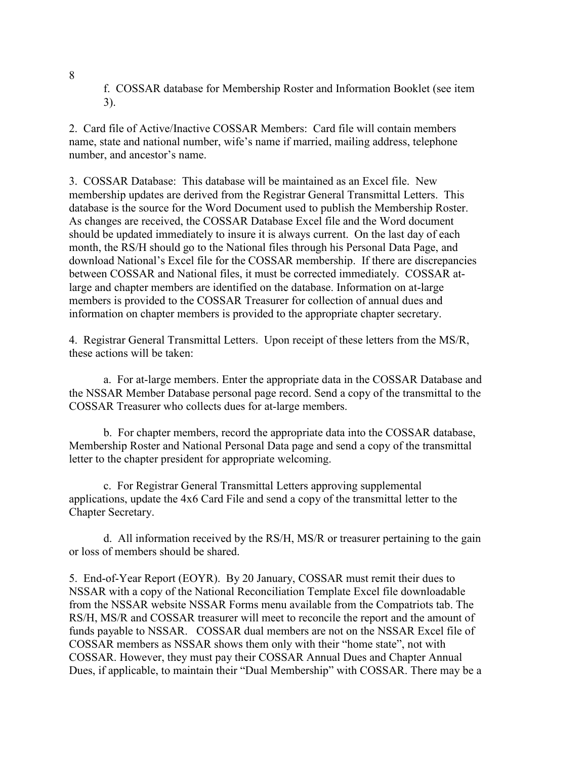f. COSSAR database for Membership Roster and Information Booklet (see item 3).

2. Card file of Active/Inactive COSSAR Members: Card file will contain members name, state and national number, wife's name if married, mailing address, telephone number, and ancestor's name.

3. COSSAR Database: This database will be maintained as an Excel file. New membership updates are derived from the Registrar General Transmittal Letters. This database is the source for the Word Document used to publish the Membership Roster. As changes are received, the COSSAR Database Excel file and the Word document should be updated immediately to insure it is always current. On the last day of each month, the RS/H should go to the National files through his Personal Data Page, and download National's Excel file for the COSSAR membership. If there are discrepancies between COSSAR and National files, it must be corrected immediately. COSSAR at-large and chapter members are identified on the database. Information on at-large members is provided to the COSSAR Treasurer for collection of annual dues and information on chapter members is provided to the appropriate chapter secretary.

4. Registrar General Transmittal Letters. Upon receipt of these letters from the MS/R, these actions will be taken:

a. For at-large members. Enter the appropriate data in the COSSAR Database and the NSSAR Member Database personal page record. Send a copy of the transmittal to the COSSAR Treasurer who collects dues for at-large members.

b. For chapter members, record the appropriate data into the COSSAR database, Membership Roster and National Personal Data page and send a copy of the transmittal letter to the chapter president for appropriate welcoming.

c. For Registrar General Transmittal Letters approving supplemental applications, update the 4x6 Card File and send a copy of the transmittal letter to the Chapter Secretary.

d. All information received by the RS/H, MS/R or treasurer pertaining to the gain or loss of members should be shared.

5. End-of-Year Report (EOYR). By 20 January, COSSAR must remit their dues to NSSAR with a copy of the National Reconciliation Template Excel file downloadable from the NSSAR website NSSAR Forms menu available from the Compatriots tab. The RS/H, MS/R and COSSAR treasurer will meet to reconcile the report and the amount of funds payable to NSSAR. COSSAR dual members are not on the NSSAR Excel file of COSSAR members as NSSAR shows them only with their "home state", not with COSSAR. However, they must pay their COSSAR Annual Dues and Chapter Annual Dues, if applicable, to maintain their "Dual Membership" with COSSAR. There may be a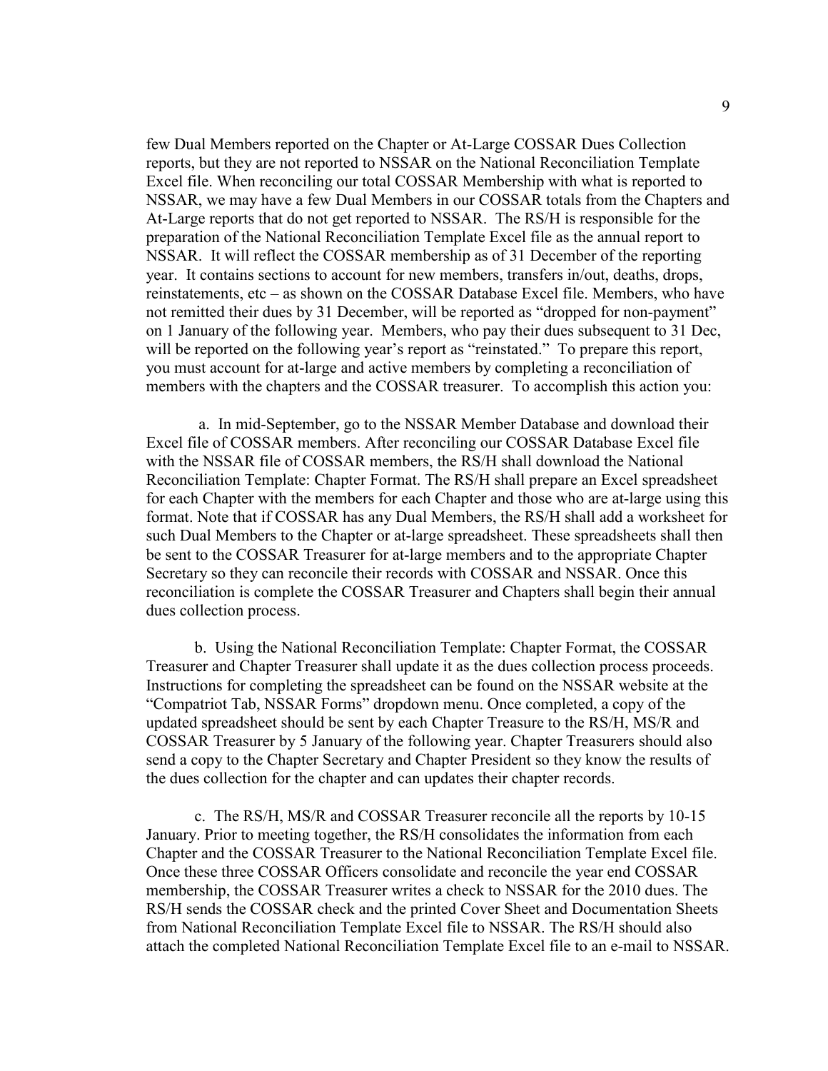few Dual Members reported on the Chapter or At-Large COSSAR Dues Collection reports, but they are not reported to NSSAR on the National Reconciliation Template Excel file. When reconciling our total COSSAR Membership with what is reported to NSSAR, we may have a few Dual Members in our COSSAR totals from the Chapters and At-Large reports that do not get reported to NSSAR. The RS/H is responsible for the preparation of the National Reconciliation Template Excel file as the annual report to NSSAR. It will reflect the COSSAR membership as of 31 December of the reporting year. It contains sections to account for new members, transfers in/out, deaths, drops, reinstatements, etc – as shown on the COSSAR Database Excel file. Members, who have not remitted their dues by 31 December, will be reported as "dropped for non-payment" on 1 January of the following year. Members, who pay their dues subsequent to 31 Dec, will be reported on the following year's report as "reinstated." To prepare this report, you must account for at-large and active members by completing a reconciliation of members with the chapters and the COSSAR treasurer. To accomplish this action you:

a. In mid-September, go to the NSSAR Member Database and download their Excel file of COSSAR members. After reconciling our COSSAR Database Excel file with the NSSAR file of COSSAR members, the RS/H shall download the National Reconciliation Template: Chapter Format. The RS/H shall prepare an Excel spreadsheet for each Chapter with the members for each Chapter and those who are at-large using this format. Note that if COSSAR has any Dual Members, the RS/H shall add a worksheet for such Dual Members to the Chapter or at-large spreadsheet. These spreadsheets shall then be sent to the COSSAR Treasurer for at-large members and to the appropriate Chapter Secretary so they can reconcile their records with COSSAR and NSSAR. Once this reconciliation is complete the COSSAR Treasurer and Chapters shall begin their annual dues collection process.

b. Using the National Reconciliation Template: Chapter Format, the COSSAR Treasurer and Chapter Treasurer shall update it as the dues collection process proceeds. Instructions for completing the spreadsheet can be found on the NSSAR website at the "Compatriot Tab, NSSAR Forms" dropdown menu. Once completed, a copy of the updated spreadsheet should be sent by each Chapter Treasure to the RS/H, MS/R and COSSAR Treasurer by 5 January of the following year. Chapter Treasurers should also send a copy to the Chapter Secretary and Chapter President so they know the results of the dues collection for the chapter and can updates their chapter records.

c. The RS/H, MS/R and COSSAR Treasurer reconcile all the reports by 10-15 January. Prior to meeting together, the RS/H consolidates the information from each Chapter and the COSSAR Treasurer to the National Reconciliation Template Excel file. Once these three COSSAR Officers consolidate and reconcile the year end COSSAR membership, the COSSAR Treasurer writes a check to NSSAR for the 2010 dues. The RS/H sends the COSSAR check and the printed Cover Sheet and Documentation Sheets from National Reconciliation Template Excel file to NSSAR. The RS/H should also attach the completed National Reconciliation Template Excel file to an e-mail to NSSAR.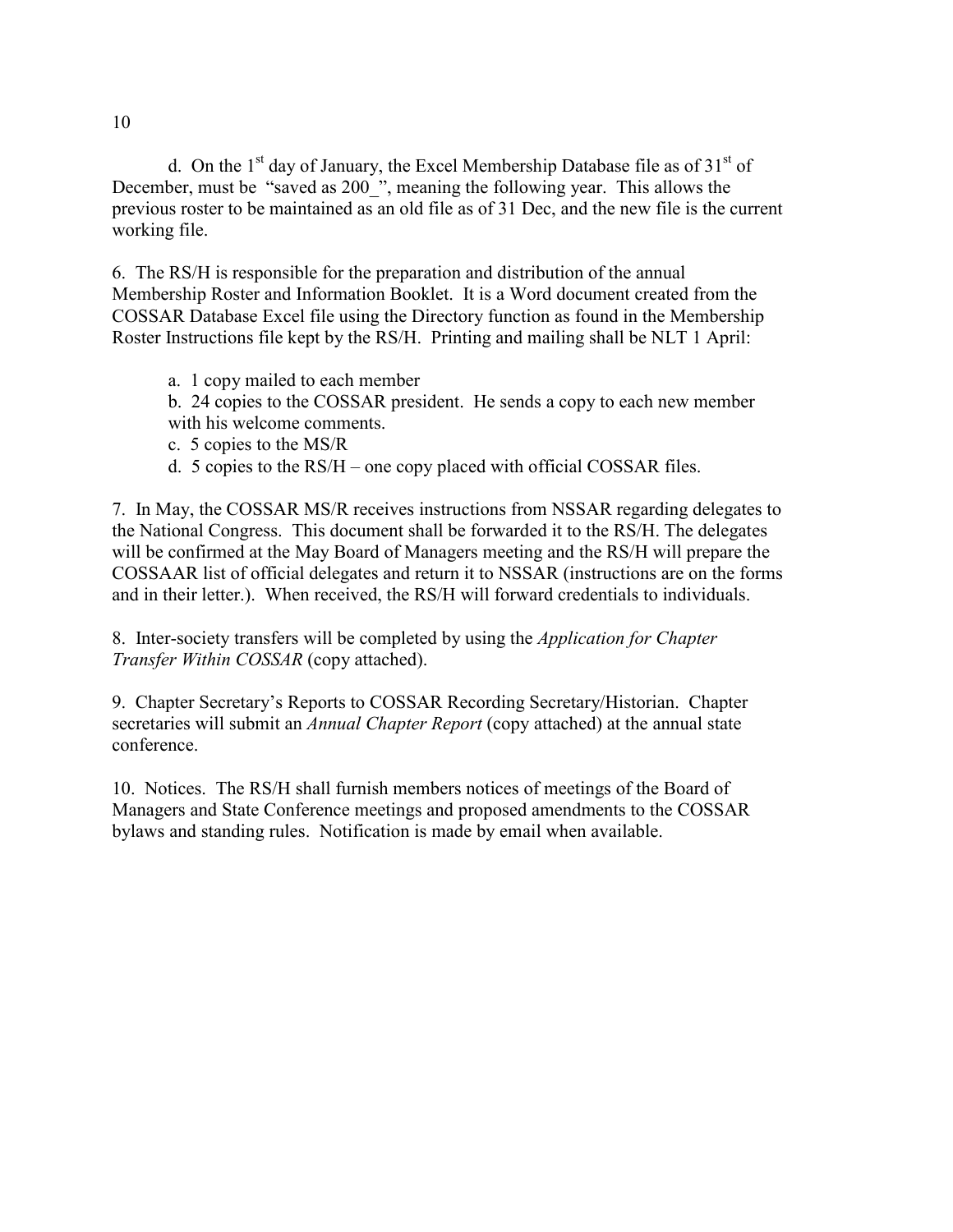d. On the 1st day of January, the Excel Membership Database file as of 31st of December, must be "saved as 200_", meaning the following year. This allows the previous roster to be maintained as an old file as of 31 Dec, and the new file is the current working file.

6. The RS/H is responsible for the preparation and distribution of the annual Membership Roster and Information Booklet. It is a Word document created from the COSSAR Database Excel file using the Directory function as found in the Membership Roster Instructions file kept by the RS/H. Printing and mailing shall be NLT 1 April:

a. 1 copy mailed to each member
b. 24 copies to the COSSAR president. He sends a copy to each new member with his welcome comments.
c. 5 copies to the MS/R
d. 5 copies to the RS/H – one copy placed with official COSSAR files.

7. In May, the COSSAR MS/R receives instructions from NSSAR regarding delegates to the National Congress. This document shall be forwarded it to the RS/H. The delegates will be confirmed at the May Board of Managers meeting and the RS/H will prepare the COSSAAR list of official delegates and return it to NSSAR (instructions are on the forms and in their letter.). When received, the RS/H will forward credentials to individuals.

8. Inter-society transfers will be completed by using the *Application for Chapter Transfer Within COSSAR* (copy attached).

9. Chapter Secretary's Reports to COSSAR Recording Secretary/Historian. Chapter secretaries will submit an *Annual Chapter Report* (copy attached) at the annual state conference.

10. Notices. The RS/H shall furnish members notices of meetings of the Board of Managers and State Conference meetings and proposed amendments to the COSSAR bylaws and standing rules. Notification is made by email when available.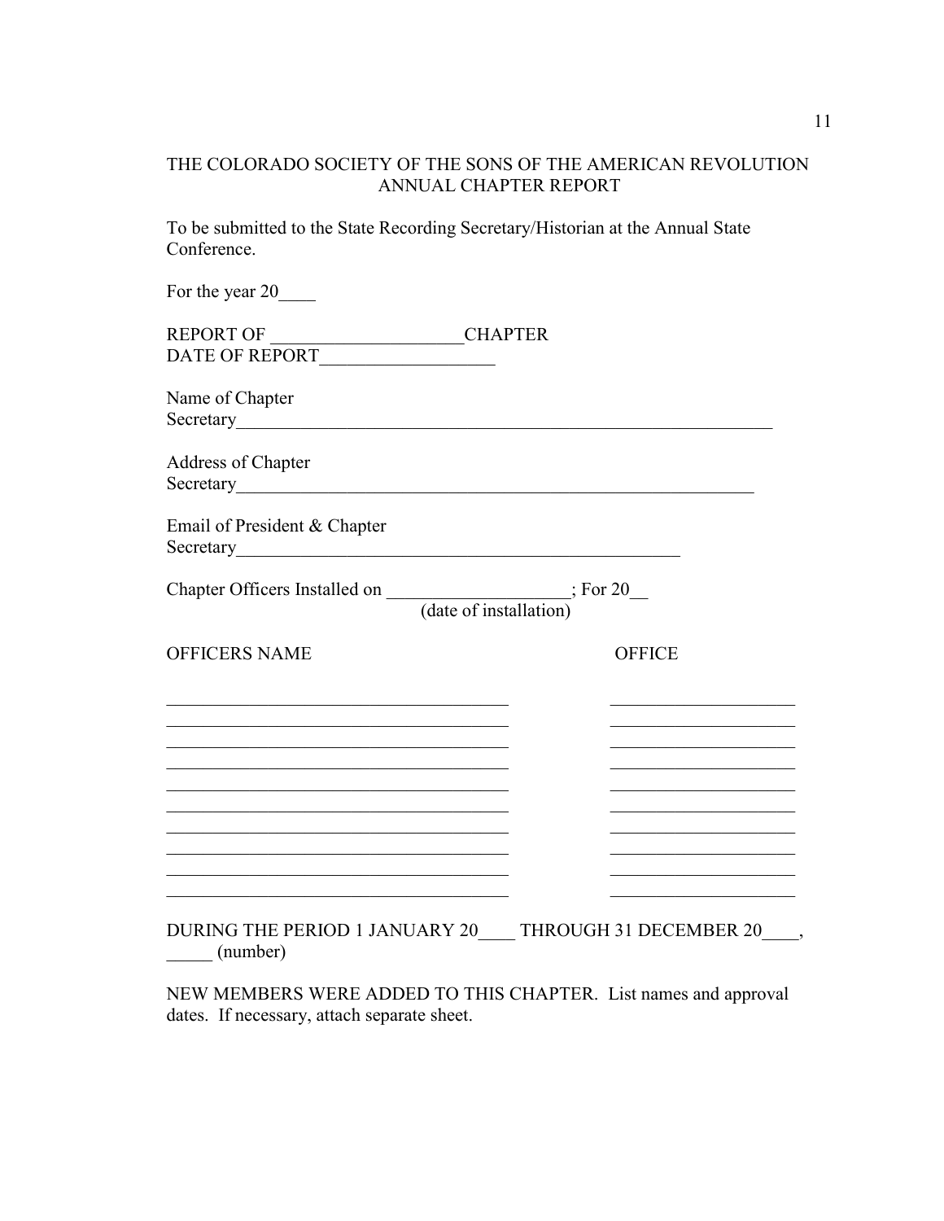# THE COLORADO SOCIETY OF THE SONS OF THE AMERICAN REVOLUTION
## ANNUAL CHAPTER REPORT

To be submitted to the State Recording Secretary/Historian at the Annual State Conference.

For the year 20____

REPORT OF _____________________CHAPTER
DATE OF REPORT___________________

Name of Chapter
Secretary_____________________________________________________________

Address of Chapter
Secretary___________________________________________________________

Email of President & Chapter
Secretary_______________________________________________

Chapter Officers Installed on ___________________; For 20__
(date of installation)

| OFFICERS NAME | OFFICE |
|---|---|
| ______________________________________ | ____________________ |
| ______________________________________ | ____________________ |
| ______________________________________ | ____________________ |
| ______________________________________ | ____________________ |
| ______________________________________ | ____________________ |
| ______________________________________ | ____________________ |
| ______________________________________ | ____________________ |
| ______________________________________ | ____________________ |
| ______________________________________ | ____________________ |
| ______________________________________ | ____________________ |

DURING THE PERIOD 1 JANUARY 20____ THROUGH 31 DECEMBER 20____, _____ (number)

NEW MEMBERS WERE ADDED TO THIS CHAPTER. List names and approval dates. If necessary, attach separate sheet.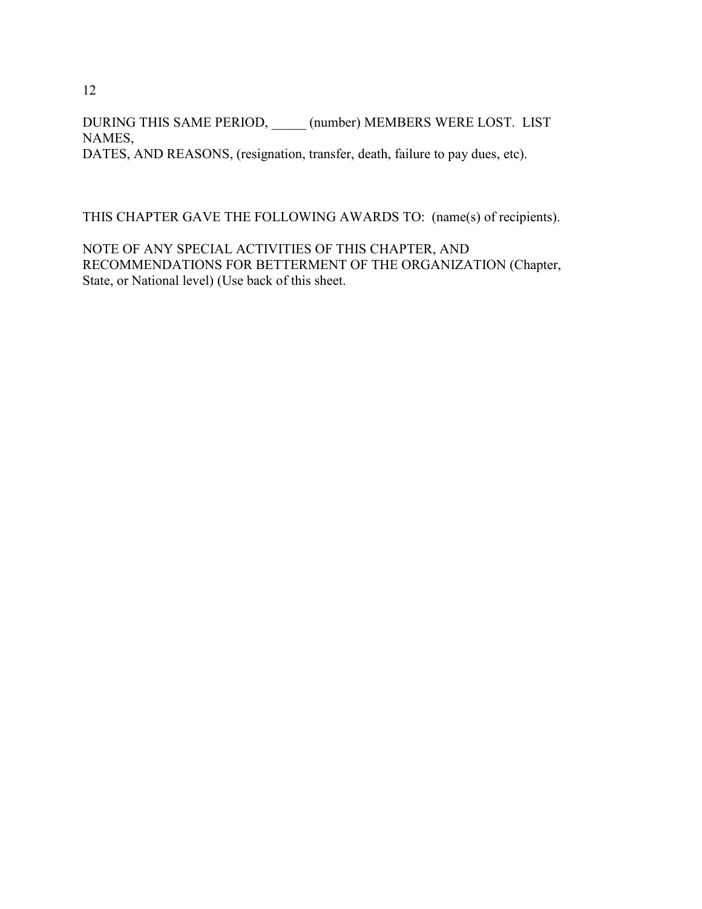DURING THIS SAME PERIOD, _____ (number) MEMBERS WERE LOST. LIST NAMES,
DATES, AND REASONS, (resignation, transfer, death, failure to pay dues, etc).

THIS CHAPTER GAVE THE FOLLOWING AWARDS TO: (name(s) of recipients).

NOTE OF ANY SPECIAL ACTIVITIES OF THIS CHAPTER, AND RECOMMENDATIONS FOR BETTERMENT OF THE ORGANIZATION (Chapter, State, or National level) (Use back of this sheet.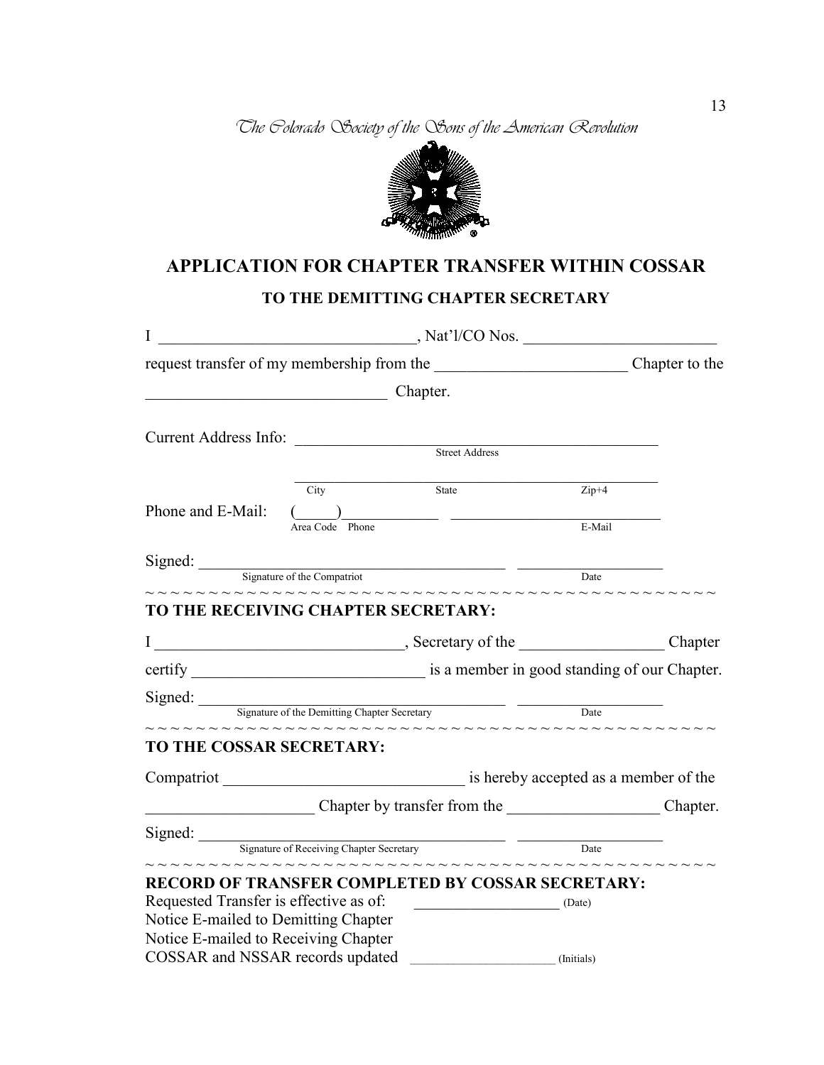*The Colorado Society of the Sons of the American Revolution*

# APPLICATION FOR CHAPTER TRANSFER WITHIN COSSAR

## TO THE DEMITTING CHAPTER SECRETARY

I ________________________________, Nat'l/CO Nos. ________________________

request transfer of my membership from the ________________________ Chapter to the

______________________________ Chapter.

Current Address Info: ______________________________________________
Street Address

______________________________________________
City State Zip+4

Phone and E-Mail: (_____)____________ ____________________________
Area Code Phone E-Mail

Signed: ________________________________________ ___________________
Signature of the Compatriot Date

~ ~ ~ ~ ~ ~ ~ ~ ~ ~ ~ ~ ~ ~ ~ ~ ~ ~ ~ ~ ~ ~ ~ ~ ~ ~ ~ ~ ~ ~ ~ ~ ~ ~ ~ ~ ~ ~ ~ ~ ~ ~ ~ ~ ~ ~ ~

### TO THE RECEIVING CHAPTER SECRETARY:

I ______________________________, Secretary of the _________________ Chapter

certify _____________________________ is a member in good standing of our Chapter.

Signed: ________________________________________ ___________________
Signature of the Demitting Chapter Secretary Date

~ ~ ~ ~ ~ ~ ~ ~ ~ ~ ~ ~ ~ ~ ~ ~ ~ ~ ~ ~ ~ ~ ~ ~ ~ ~ ~ ~ ~ ~ ~ ~ ~ ~ ~ ~ ~ ~ ~ ~ ~ ~ ~ ~ ~ ~ ~

### TO THE COSSAR SECRETARY:

Compatriot ______________________________ is hereby accepted as a member of the

_____________________ Chapter by transfer from the __________________ Chapter.

Signed: ________________________________________ ___________________
Signature of Receiving Chapter Secretary Date

~ ~ ~ ~ ~ ~ ~ ~ ~ ~ ~ ~ ~ ~ ~ ~ ~ ~ ~ ~ ~ ~ ~ ~ ~ ~ ~ ~ ~ ~ ~ ~ ~ ~ ~ ~ ~ ~ ~ ~ ~ ~ ~ ~ ~ ~ ~

### RECORD OF TRANSFER COMPLETED BY COSSAR SECRETARY:

Requested Transfer is effective as of: ___________________ (Date)
Notice E-mailed to Demitting Chapter
Notice E-mailed to Receiving Chapter
COSSAR and NSSAR records updated ___________________ (Initials)